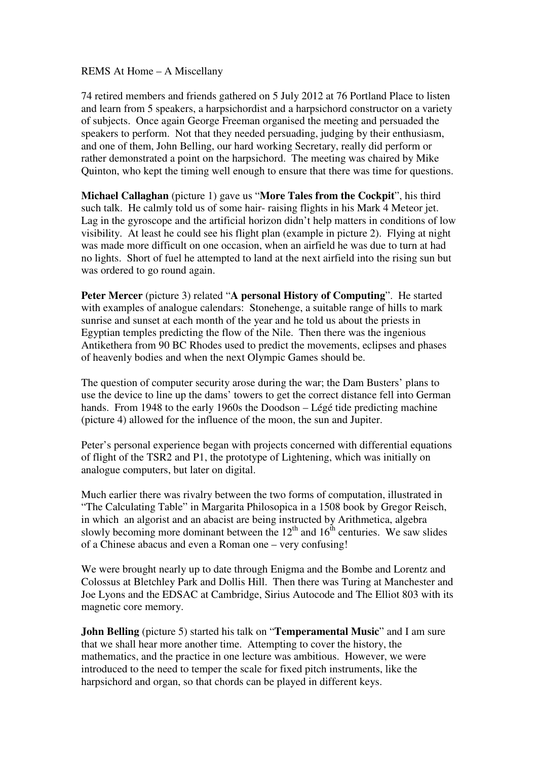REMS At Home – A Miscellany

74 retired members and friends gathered on 5 July 2012 at 76 Portland Place to listen and learn from 5 speakers, a harpsichordist and a harpsichord constructor on a variety of subjects. Once again George Freeman organised the meeting and persuaded the speakers to perform. Not that they needed persuading, judging by their enthusiasm, and one of them, John Belling, our hard working Secretary, really did perform or rather demonstrated a point on the harpsichord. The meeting was chaired by Mike Quinton, who kept the timing well enough to ensure that there was time for questions.

**Michael Callaghan** (picture 1) gave us "**More Tales from the Cockpit**", his third such talk. He calmly told us of some hair- raising flights in his Mark 4 Meteor jet. Lag in the gyroscope and the artificial horizon didn't help matters in conditions of low visibility. At least he could see his flight plan (example in picture 2). Flying at night was made more difficult on one occasion, when an airfield he was due to turn at had no lights. Short of fuel he attempted to land at the next airfield into the rising sun but was ordered to go round again.

**Peter Mercer** (picture 3) related "**A personal History of Computing**". He started with examples of analogue calendars: Stonehenge, a suitable range of hills to mark sunrise and sunset at each month of the year and he told us about the priests in Egyptian temples predicting the flow of the Nile. Then there was the ingenious Antikethera from 90 BC Rhodes used to predict the movements, eclipses and phases of heavenly bodies and when the next Olympic Games should be.

The question of computer security arose during the war; the Dam Busters' plans to use the device to line up the dams' towers to get the correct distance fell into German hands. From 1948 to the early 1960s the Doodson – Légé tide predicting machine (picture 4) allowed for the influence of the moon, the sun and Jupiter.

Peter's personal experience began with projects concerned with differential equations of flight of the TSR2 and P1, the prototype of Lightening, which was initially on analogue computers, but later on digital.

Much earlier there was rivalry between the two forms of computation, illustrated in "The Calculating Table" in Margarita Philosopica in a 1508 book by Gregor Reisch, in which an algorist and an abacist are being instructed by Arithmetica, algebra slowly becoming more dominant between the 12th and 16th centuries. We saw slides of a Chinese abacus and even a Roman one – very confusing!

We were brought nearly up to date through Enigma and the Bombe and Lorentz and Colossus at Bletchley Park and Dollis Hill. Then there was Turing at Manchester and Joe Lyons and the EDSAC at Cambridge, Sirius Autocode and The Elliot 803 with its magnetic core memory.

**John Belling** (picture 5) started his talk on "**Temperamental Music**" and I am sure that we shall hear more another time. Attempting to cover the history, the mathematics, and the practice in one lecture was ambitious. However, we were introduced to the need to temper the scale for fixed pitch instruments, like the harpsichord and organ, so that chords can be played in different keys.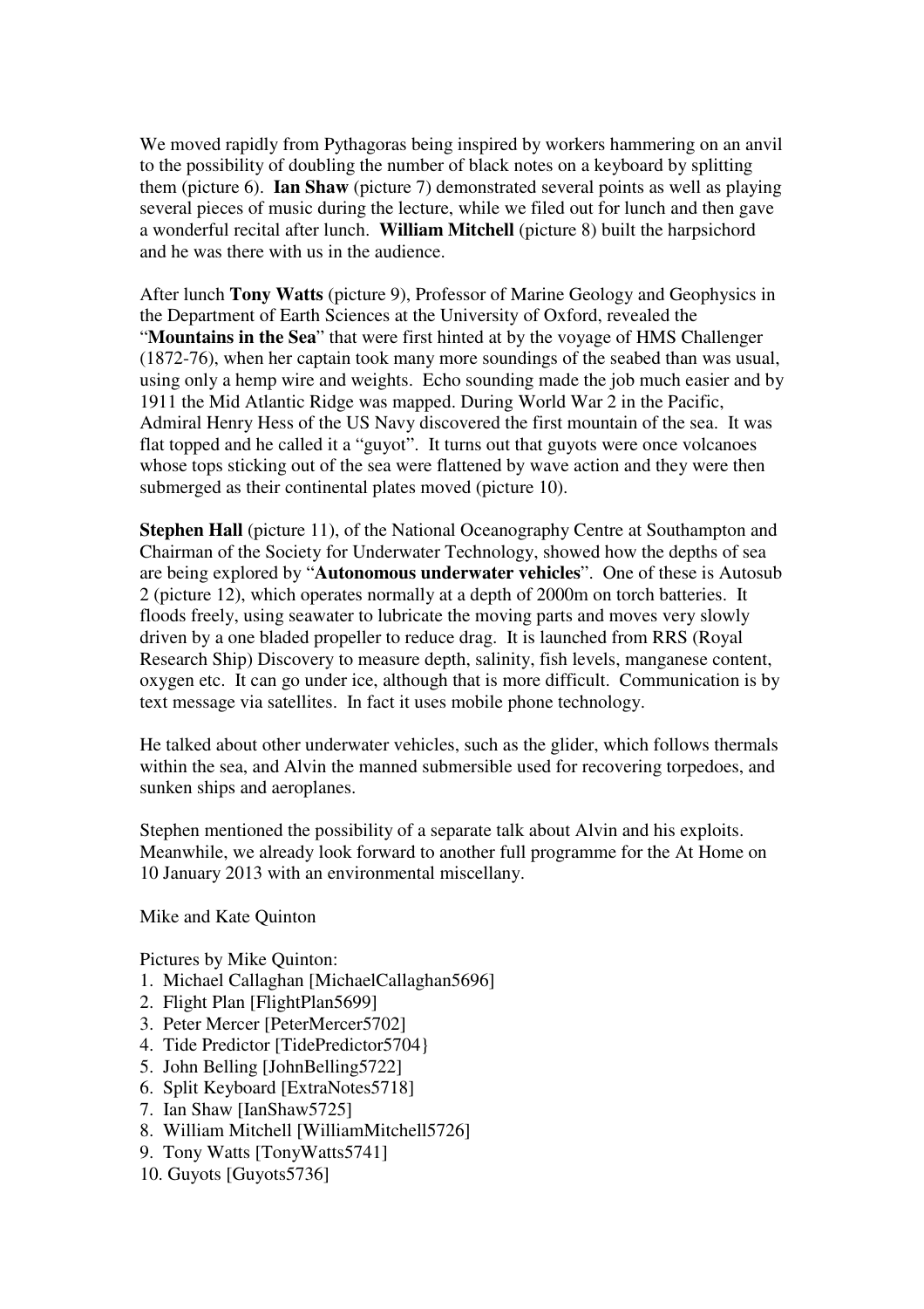We moved rapidly from Pythagoras being inspired by workers hammering on an anvil to the possibility of doubling the number of black notes on a keyboard by splitting them (picture 6). **Ian Shaw** (picture 7) demonstrated several points as well as playing several pieces of music during the lecture, while we filed out for lunch and then gave a wonderful recital after lunch. **William Mitchell** (picture 8) built the harpsichord and he was there with us in the audience.

After lunch **Tony Watts** (picture 9), Professor of Marine Geology and Geophysics in the Department of Earth Sciences at the University of Oxford, revealed the "**Mountains in the Sea**" that were first hinted at by the voyage of HMS Challenger (1872-76), when her captain took many more soundings of the seabed than was usual, using only a hemp wire and weights. Echo sounding made the job much easier and by 1911 the Mid Atlantic Ridge was mapped. During World War 2 in the Pacific, Admiral Henry Hess of the US Navy discovered the first mountain of the sea. It was flat topped and he called it a "guyot". It turns out that guyots were once volcanoes whose tops sticking out of the sea were flattened by wave action and they were then submerged as their continental plates moved (picture 10).

**Stephen Hall** (picture 11), of the National Oceanography Centre at Southampton and Chairman of the Society for Underwater Technology, showed how the depths of sea are being explored by "**Autonomous underwater vehicles**". One of these is Autosub 2 (picture 12), which operates normally at a depth of 2000m on torch batteries. It floods freely, using seawater to lubricate the moving parts and moves very slowly driven by a one bladed propeller to reduce drag. It is launched from RRS (Royal Research Ship) Discovery to measure depth, salinity, fish levels, manganese content, oxygen etc. It can go under ice, although that is more difficult. Communication is by text message via satellites. In fact it uses mobile phone technology.

He talked about other underwater vehicles, such as the glider, which follows thermals within the sea, and Alvin the manned submersible used for recovering torpedoes, and sunken ships and aeroplanes.

Stephen mentioned the possibility of a separate talk about Alvin and his exploits. Meanwhile, we already look forward to another full programme for the At Home on 10 January 2013 with an environmental miscellany.

Mike and Kate Quinton

Pictures by Mike Quinton:

1. Michael Callaghan [MichaelCallaghan5696]
2. Flight Plan [FlightPlan5699]
3. Peter Mercer [PeterMercer5702]
4. Tide Predictor [TidePredictor5704}
5. John Belling [JohnBelling5722]
6. Split Keyboard [ExtraNotes5718]
7. Ian Shaw [IanShaw5725]
8. William Mitchell [WilliamMitchell5726]
9. Tony Watts [TonyWatts5741]
10. Guyots [Guyots5736]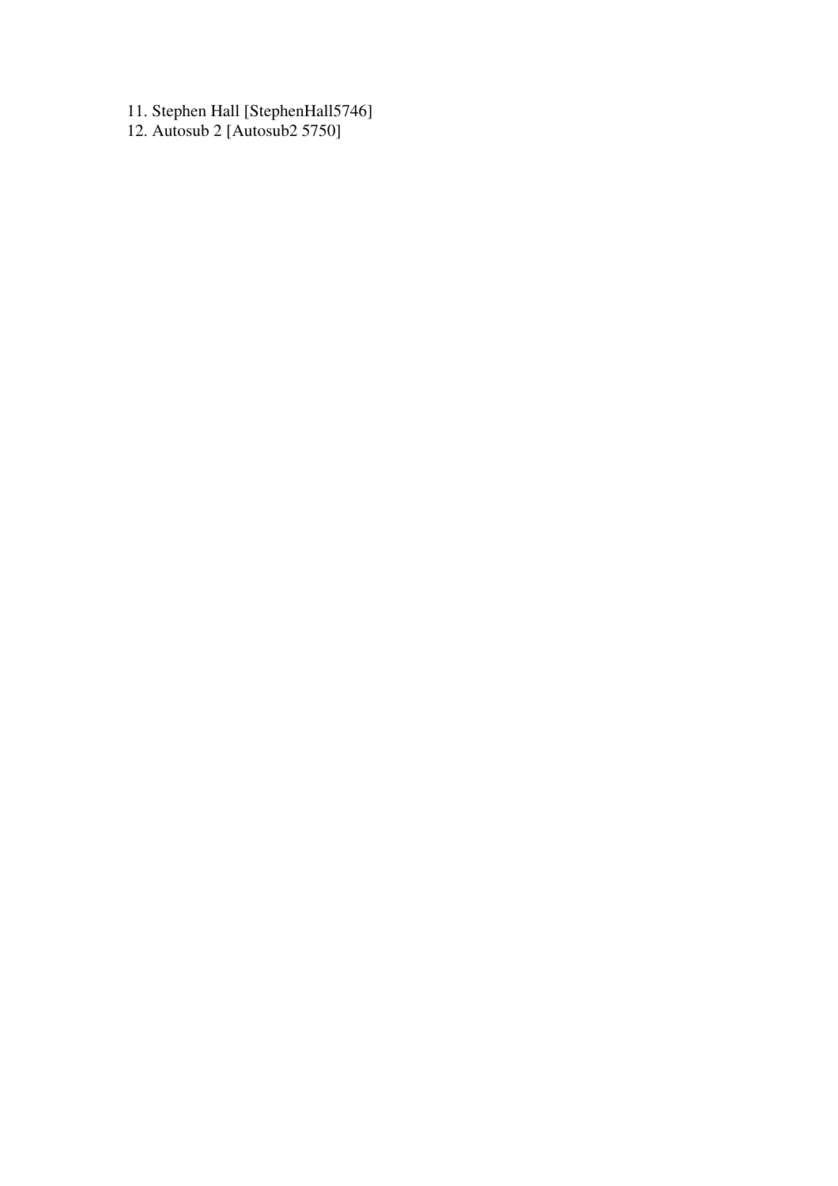11. Stephen Hall [StephenHall5746]
12. Autosub 2 [Autosub2 5750]